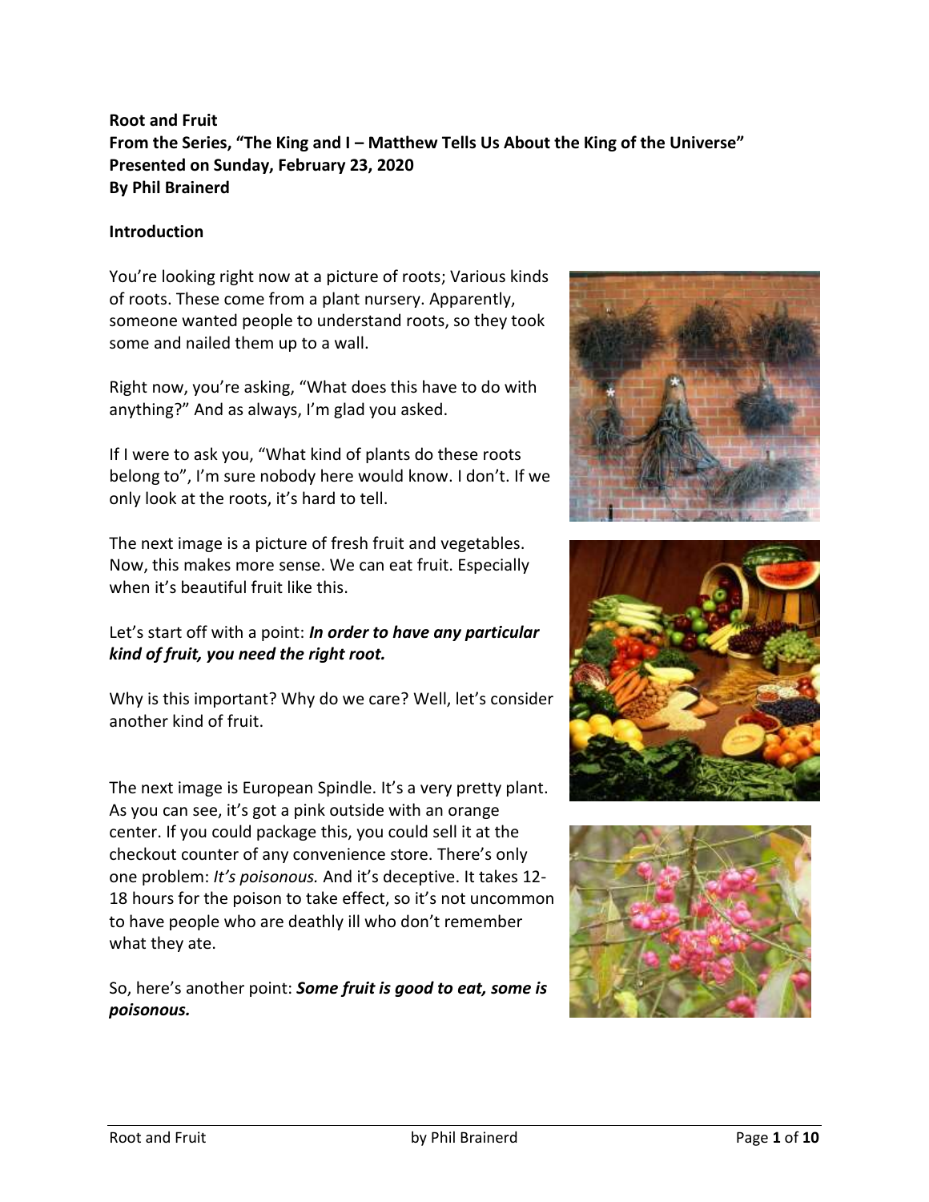**Root and Fruit**
**From the Series, "The King and I – Matthew Tells Us About the King of the Universe"**
**Presented on Sunday, February 23, 2020**
**By Phil Brainerd**

### Introduction

You're looking right now at a picture of roots; Various kinds of roots. These come from a plant nursery. Apparently, someone wanted people to understand roots, so they took some and nailed them up to a wall.

Right now, you're asking, "What does this have to do with anything?" And as always, I'm glad you asked.

If I were to ask you, "What kind of plants do these roots belong to", I'm sure nobody here would know. I don't. If we only look at the roots, it's hard to tell.

The next image is a picture of fresh fruit and vegetables. Now, this makes more sense. We can eat fruit. Especially when it's beautiful fruit like this.

Let's start off with a point: ***In order to have any particular kind of fruit, you need the right root.***

Why is this important? Why do we care? Well, let's consider another kind of fruit.

The next image is European Spindle. It's a very pretty plant. As you can see, it's got a pink outside with an orange center. If you could package this, you could sell it at the checkout counter of any convenience store. There's only one problem: *It's poisonous.* And it's deceptive. It takes 12-18 hours for the poison to take effect, so it's not uncommon to have people who are deathly ill who don't remember what they ate.

So, here's another point: ***Some fruit is good to eat, some is poisonous.***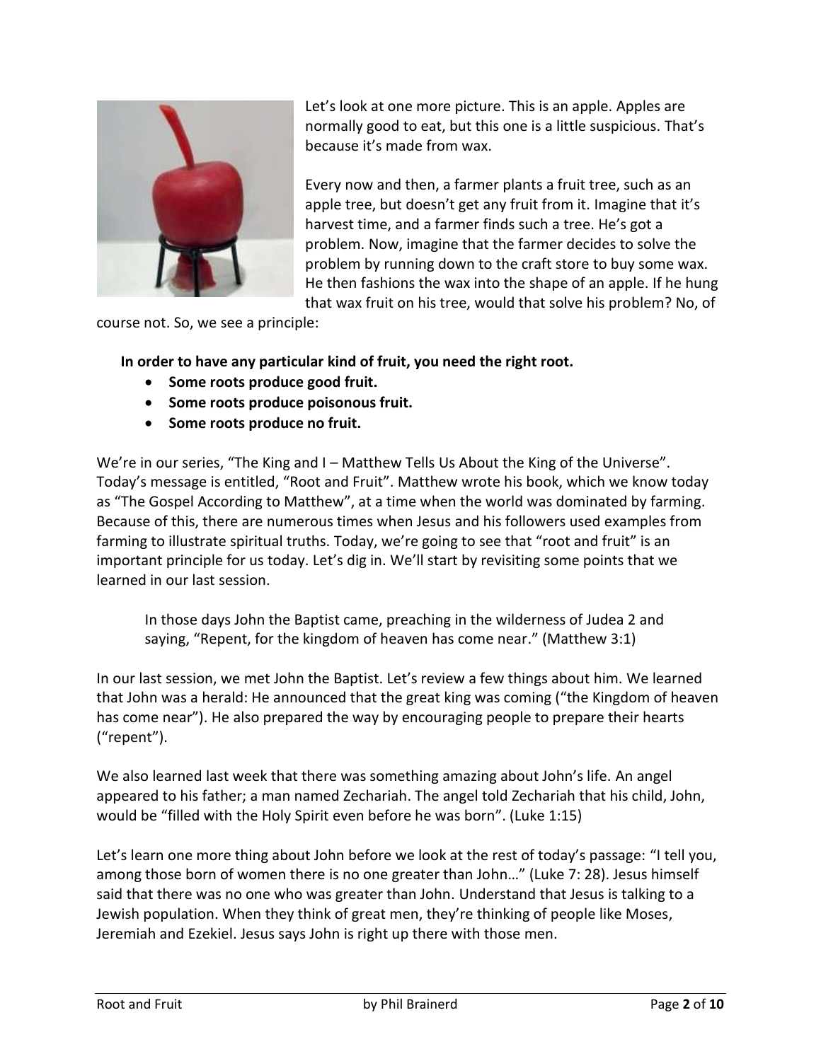Let's look at one more picture. This is an apple. Apples are normally good to eat, but this one is a little suspicious. That's because it's made from wax.

Every now and then, a farmer plants a fruit tree, such as an apple tree, but doesn't get any fruit from it. Imagine that it's harvest time, and a farmer finds such a tree. He's got a problem. Now, imagine that the farmer decides to solve the problem by running down to the craft store to buy some wax. He then fashions the wax into the shape of an apple. If he hung that wax fruit on his tree, would that solve his problem? No, of course not. So, we see a principle:

**In order to have any particular kind of fruit, you need the right root.**

- **Some roots produce good fruit.**
- **Some roots produce poisonous fruit.**
- **Some roots produce no fruit.**

We're in our series, "The King and I – Matthew Tells Us About the King of the Universe". Today's message is entitled, "Root and Fruit". Matthew wrote his book, which we know today as "The Gospel According to Matthew", at a time when the world was dominated by farming. Because of this, there are numerous times when Jesus and his followers used examples from farming to illustrate spiritual truths. Today, we're going to see that "root and fruit" is an important principle for us today. Let's dig in. We'll start by revisiting some points that we learned in our last session.

> In those days John the Baptist came, preaching in the wilderness of Judea 2 and saying, "Repent, for the kingdom of heaven has come near." (Matthew 3:1)

In our last session, we met John the Baptist. Let's review a few things about him. We learned that John was a herald: He announced that the great king was coming ("the Kingdom of heaven has come near"). He also prepared the way by encouraging people to prepare their hearts ("repent").

We also learned last week that there was something amazing about John's life. An angel appeared to his father; a man named Zechariah. The angel told Zechariah that his child, John, would be "filled with the Holy Spirit even before he was born". (Luke 1:15)

Let's learn one more thing about John before we look at the rest of today's passage: "I tell you, among those born of women there is no one greater than John…" (Luke 7: 28). Jesus himself said that there was no one who was greater than John. Understand that Jesus is talking to a Jewish population. When they think of great men, they're thinking of people like Moses, Jeremiah and Ezekiel. Jesus says John is right up there with those men.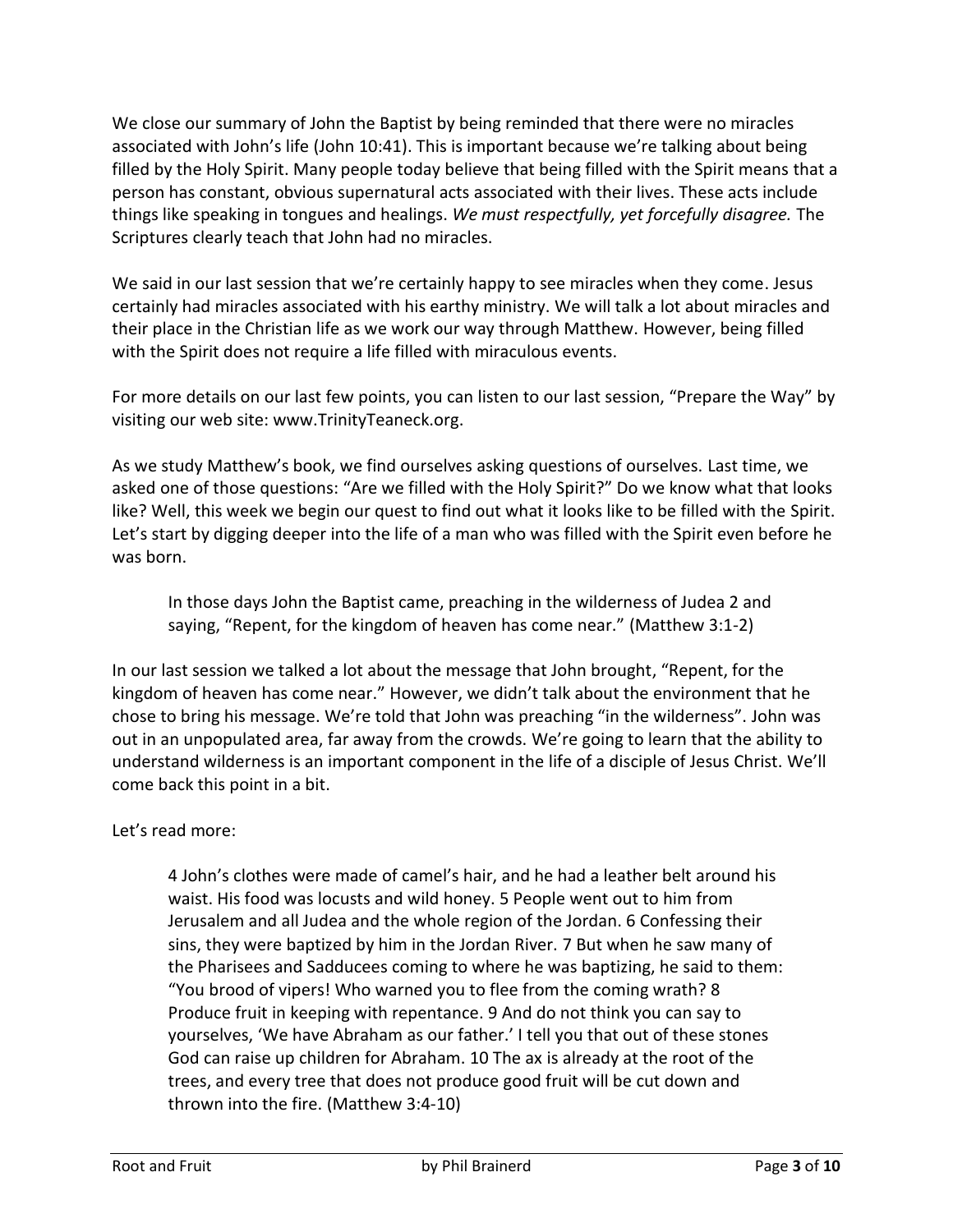We close our summary of John the Baptist by being reminded that there were no miracles associated with John's life (John 10:41). This is important because we're talking about being filled by the Holy Spirit. Many people today believe that being filled with the Spirit means that a person has constant, obvious supernatural acts associated with their lives. These acts include things like speaking in tongues and healings. *We must respectfully, yet forcefully disagree.* The Scriptures clearly teach that John had no miracles.

We said in our last session that we're certainly happy to see miracles when they come. Jesus certainly had miracles associated with his earthy ministry. We will talk a lot about miracles and their place in the Christian life as we work our way through Matthew. However, being filled with the Spirit does not require a life filled with miraculous events.

For more details on our last few points, you can listen to our last session, "Prepare the Way" by visiting our web site: www.TrinityTeaneck.org.

As we study Matthew's book, we find ourselves asking questions of ourselves. Last time, we asked one of those questions: "Are we filled with the Holy Spirit?" Do we know what that looks like? Well, this week we begin our quest to find out what it looks like to be filled with the Spirit. Let's start by digging deeper into the life of a man who was filled with the Spirit even before he was born.

> In those days John the Baptist came, preaching in the wilderness of Judea 2 and saying, "Repent, for the kingdom of heaven has come near." (Matthew 3:1-2)

In our last session we talked a lot about the message that John brought, "Repent, for the kingdom of heaven has come near." However, we didn't talk about the environment that he chose to bring his message. We're told that John was preaching "in the wilderness". John was out in an unpopulated area, far away from the crowds. We're going to learn that the ability to understand wilderness is an important component in the life of a disciple of Jesus Christ. We'll come back this point in a bit.

Let's read more:

> 4 John's clothes were made of camel's hair, and he had a leather belt around his waist. His food was locusts and wild honey. 5 People went out to him from Jerusalem and all Judea and the whole region of the Jordan. 6 Confessing their sins, they were baptized by him in the Jordan River. 7 But when he saw many of the Pharisees and Sadducees coming to where he was baptizing, he said to them: "You brood of vipers! Who warned you to flee from the coming wrath? 8 Produce fruit in keeping with repentance. 9 And do not think you can say to yourselves, 'We have Abraham as our father.' I tell you that out of these stones God can raise up children for Abraham. 10 The ax is already at the root of the trees, and every tree that does not produce good fruit will be cut down and thrown into the fire. (Matthew 3:4-10)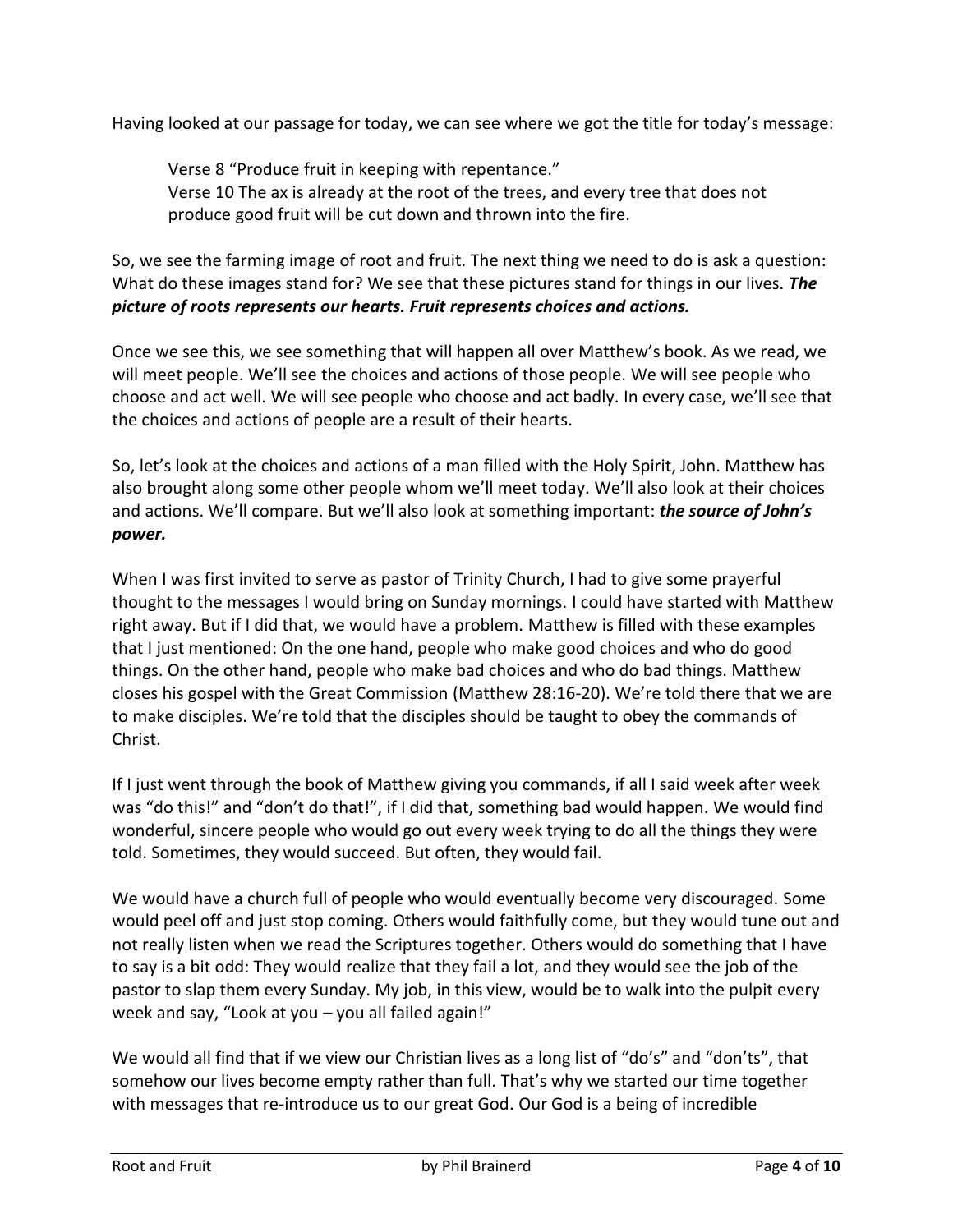Having looked at our passage for today, we can see where we got the title for today's message:

> Verse 8 "Produce fruit in keeping with repentance."
> Verse 10 The ax is already at the root of the trees, and every tree that does not produce good fruit will be cut down and thrown into the fire.

So, we see the farming image of root and fruit. The next thing we need to do is ask a question: What do these images stand for? We see that these pictures stand for things in our lives. ***The picture of roots represents our hearts. Fruit represents choices and actions.***

Once we see this, we see something that will happen all over Matthew's book. As we read, we will meet people. We'll see the choices and actions of those people. We will see people who choose and act well. We will see people who choose and act badly. In every case, we'll see that the choices and actions of people are a result of their hearts.

So, let's look at the choices and actions of a man filled with the Holy Spirit, John. Matthew has also brought along some other people whom we'll meet today. We'll also look at their choices and actions. We'll compare. But we'll also look at something important: ***the source of John's power.***

When I was first invited to serve as pastor of Trinity Church, I had to give some prayerful thought to the messages I would bring on Sunday mornings. I could have started with Matthew right away. But if I did that, we would have a problem. Matthew is filled with these examples that I just mentioned: On the one hand, people who make good choices and who do good things. On the other hand, people who make bad choices and who do bad things. Matthew closes his gospel with the Great Commission (Matthew 28:16-20). We're told there that we are to make disciples. We're told that the disciples should be taught to obey the commands of Christ.

If I just went through the book of Matthew giving you commands, if all I said week after week was "do this!" and "don't do that!", if I did that, something bad would happen. We would find wonderful, sincere people who would go out every week trying to do all the things they were told. Sometimes, they would succeed. But often, they would fail.

We would have a church full of people who would eventually become very discouraged. Some would peel off and just stop coming. Others would faithfully come, but they would tune out and not really listen when we read the Scriptures together. Others would do something that I have to say is a bit odd: They would realize that they fail a lot, and they would see the job of the pastor to slap them every Sunday. My job, in this view, would be to walk into the pulpit every week and say, "Look at you – you all failed again!"

We would all find that if we view our Christian lives as a long list of "do's" and "don'ts", that somehow our lives become empty rather than full. That's why we started our time together with messages that re-introduce us to our great God. Our God is a being of incredible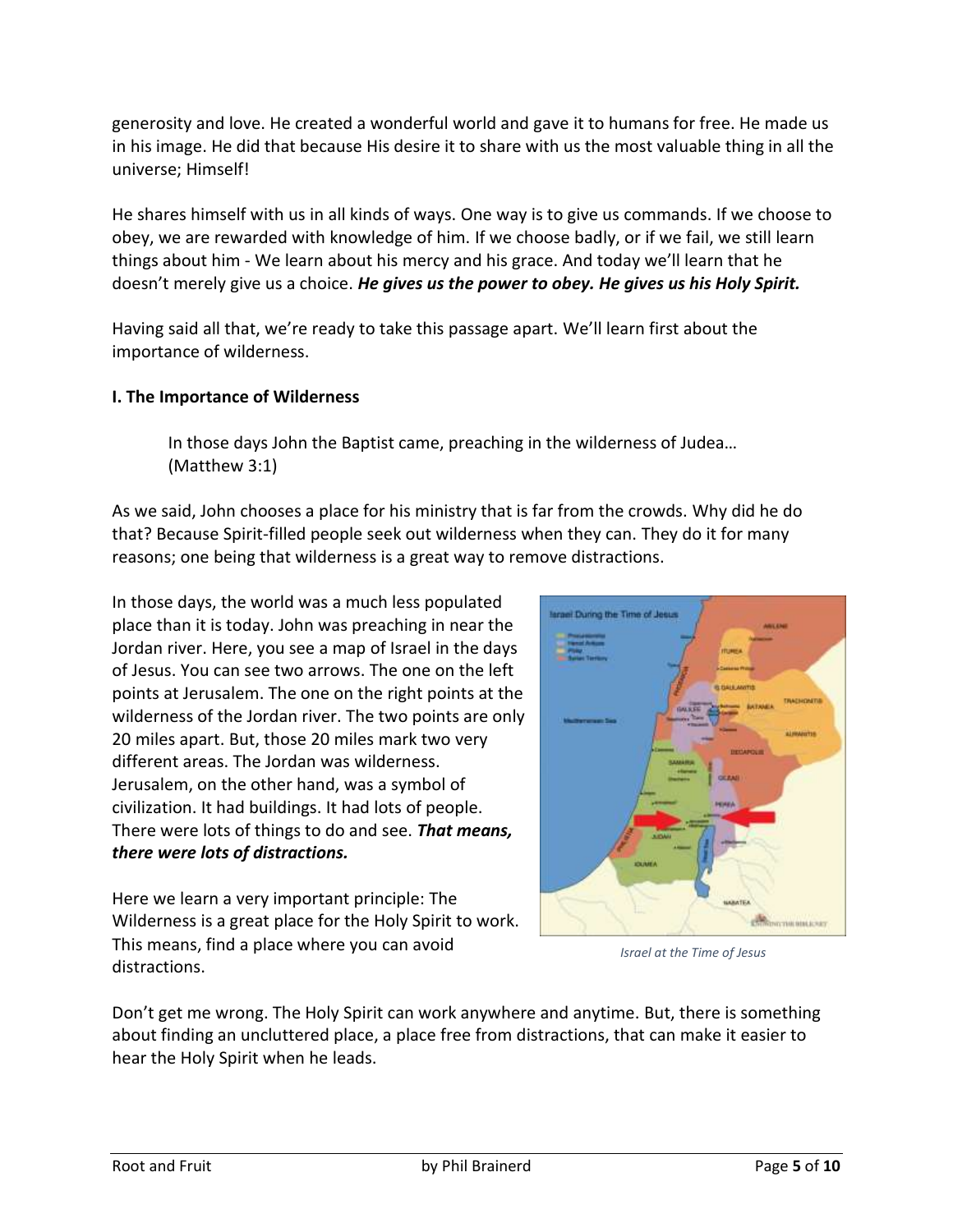generosity and love. He created a wonderful world and gave it to humans for free. He made us in his image. He did that because His desire it to share with us the most valuable thing in all the universe; Himself!

He shares himself with us in all kinds of ways. One way is to give us commands. If we choose to obey, we are rewarded with knowledge of him. If we choose badly, or if we fail, we still learn things about him - We learn about his mercy and his grace. And today we'll learn that he doesn't merely give us a choice. ***He gives us the power to obey. He gives us his Holy Spirit.***

Having said all that, we're ready to take this passage apart. We'll learn first about the importance of wilderness.

**I. The Importance of Wilderness**

> In those days John the Baptist came, preaching in the wilderness of Judea… (Matthew 3:1)

As we said, John chooses a place for his ministry that is far from the crowds. Why did he do that? Because Spirit-filled people seek out wilderness when they can. They do it for many reasons; one being that wilderness is a great way to remove distractions.

In those days, the world was a much less populated place than it is today. John was preaching in near the Jordan river. Here, you see a map of Israel in the days of Jesus. You can see two arrows. The one on the left points at Jerusalem. The one on the right points at the wilderness of the Jordan river. The two points are only 20 miles apart. But, those 20 miles mark two very different areas. The Jordan was wilderness. Jerusalem, on the other hand, was a symbol of civilization. It had buildings. It had lots of people. There were lots of things to do and see. ***That means, there were lots of distractions.***

*Israel at the Time of Jesus*

Here we learn a very important principle: The Wilderness is a great place for the Holy Spirit to work. This means, find a place where you can avoid distractions.

Don't get me wrong. The Holy Spirit can work anywhere and anytime. But, there is something about finding an uncluttered place, a place free from distractions, that can make it easier to hear the Holy Spirit when he leads.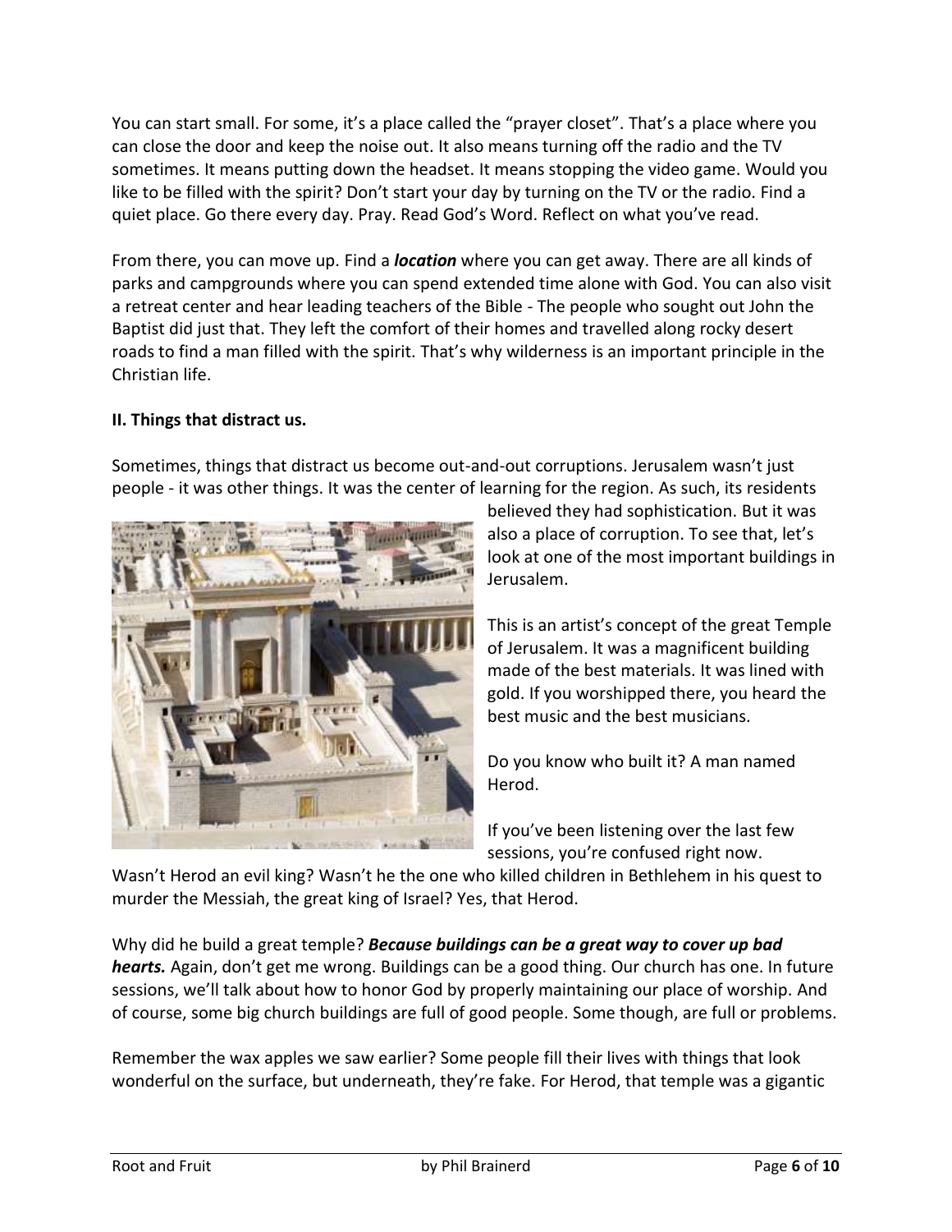You can start small. For some, it's a place called the "prayer closet". That's a place where you can close the door and keep the noise out. It also means turning off the radio and the TV sometimes. It means putting down the headset. It means stopping the video game. Would you like to be filled with the spirit? Don't start your day by turning on the TV or the radio. Find a quiet place. Go there every day. Pray. Read God's Word. Reflect on what you've read.

From there, you can move up. Find a ***location*** where you can get away. There are all kinds of parks and campgrounds where you can spend extended time alone with God. You can also visit a retreat center and hear leading teachers of the Bible - The people who sought out John the Baptist did just that. They left the comfort of their homes and travelled along rocky desert roads to find a man filled with the spirit. That's why wilderness is an important principle in the Christian life.

**II. Things that distract us.**

Sometimes, things that distract us become out-and-out corruptions. Jerusalem wasn't just people - it was other things. It was the center of learning for the region. As such, its residents believed they had sophistication. But it was also a place of corruption. To see that, let's look at one of the most important buildings in Jerusalem.

This is an artist's concept of the great Temple of Jerusalem. It was a magnificent building made of the best materials. It was lined with gold. If you worshipped there, you heard the best music and the best musicians.

Do you know who built it? A man named Herod.

If you've been listening over the last few sessions, you're confused right now. Wasn't Herod an evil king? Wasn't he the one who killed children in Bethlehem in his quest to murder the Messiah, the great king of Israel? Yes, that Herod.

Why did he build a great temple? ***Because buildings can be a great way to cover up bad hearts.*** Again, don't get me wrong. Buildings can be a good thing. Our church has one. In future sessions, we'll talk about how to honor God by properly maintaining our place of worship. And of course, some big church buildings are full of good people. Some though, are full or problems.

Remember the wax apples we saw earlier? Some people fill their lives with things that look wonderful on the surface, but underneath, they're fake. For Herod, that temple was a gigantic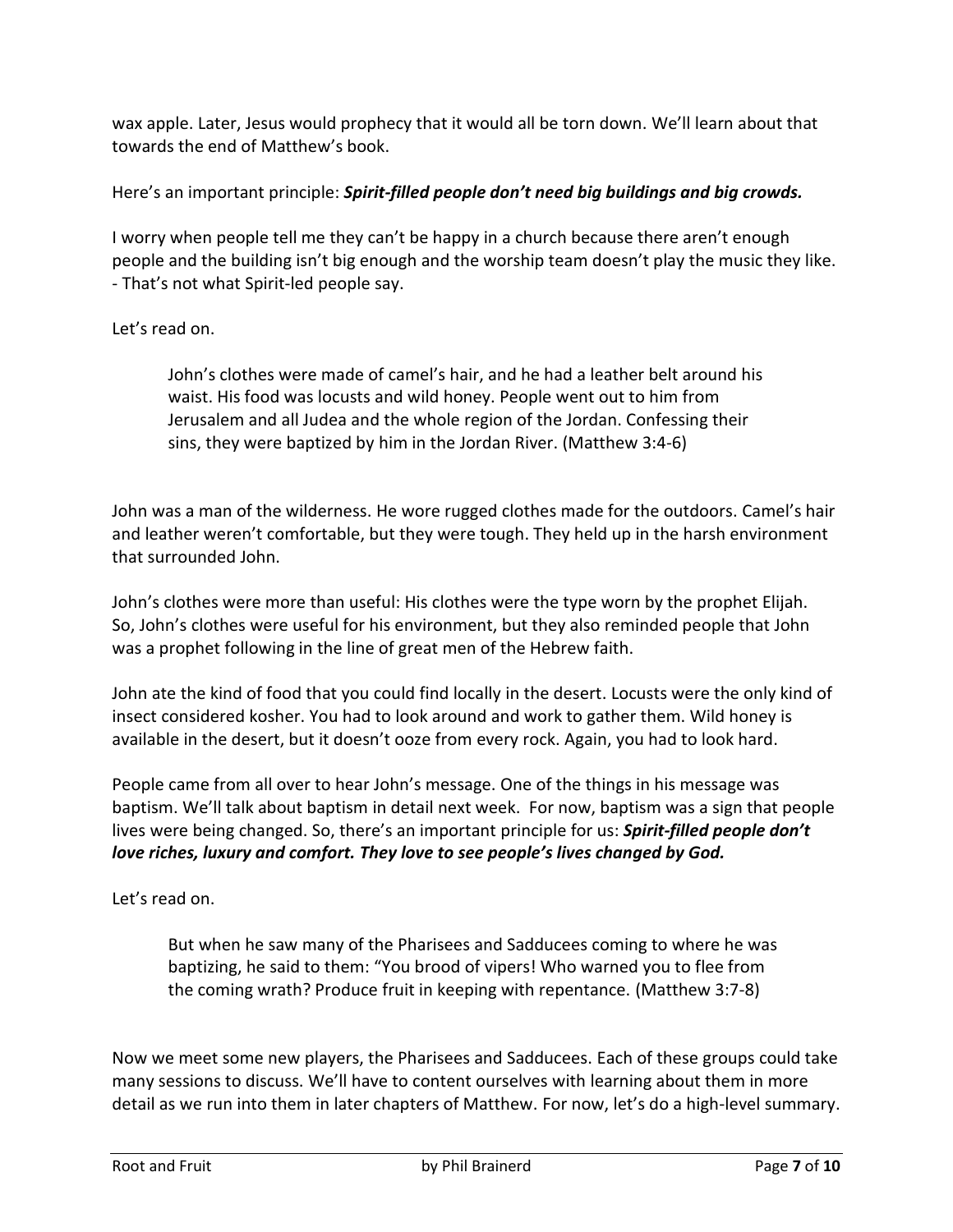wax apple. Later, Jesus would prophecy that it would all be torn down. We'll learn about that towards the end of Matthew's book.

Here's an important principle: ***Spirit-filled people don't need big buildings and big crowds.***

I worry when people tell me they can't be happy in a church because there aren't enough people and the building isn't big enough and the worship team doesn't play the music they like. - That's not what Spirit-led people say.

Let's read on.

> John's clothes were made of camel's hair, and he had a leather belt around his waist. His food was locusts and wild honey. People went out to him from Jerusalem and all Judea and the whole region of the Jordan. Confessing their sins, they were baptized by him in the Jordan River. (Matthew 3:4-6)

John was a man of the wilderness. He wore rugged clothes made for the outdoors. Camel's hair and leather weren't comfortable, but they were tough. They held up in the harsh environment that surrounded John.

John's clothes were more than useful: His clothes were the type worn by the prophet Elijah. So, John's clothes were useful for his environment, but they also reminded people that John was a prophet following in the line of great men of the Hebrew faith.

John ate the kind of food that you could find locally in the desert. Locusts were the only kind of insect considered kosher. You had to look around and work to gather them. Wild honey is available in the desert, but it doesn't ooze from every rock. Again, you had to look hard.

People came from all over to hear John's message. One of the things in his message was baptism. We'll talk about baptism in detail next week. For now, baptism was a sign that people lives were being changed. So, there's an important principle for us: ***Spirit-filled people don't love riches, luxury and comfort. They love to see people's lives changed by God.***

Let's read on.

> But when he saw many of the Pharisees and Sadducees coming to where he was baptizing, he said to them: "You brood of vipers! Who warned you to flee from the coming wrath? Produce fruit in keeping with repentance. (Matthew 3:7-8)

Now we meet some new players, the Pharisees and Sadducees. Each of these groups could take many sessions to discuss. We'll have to content ourselves with learning about them in more detail as we run into them in later chapters of Matthew. For now, let's do a high-level summary.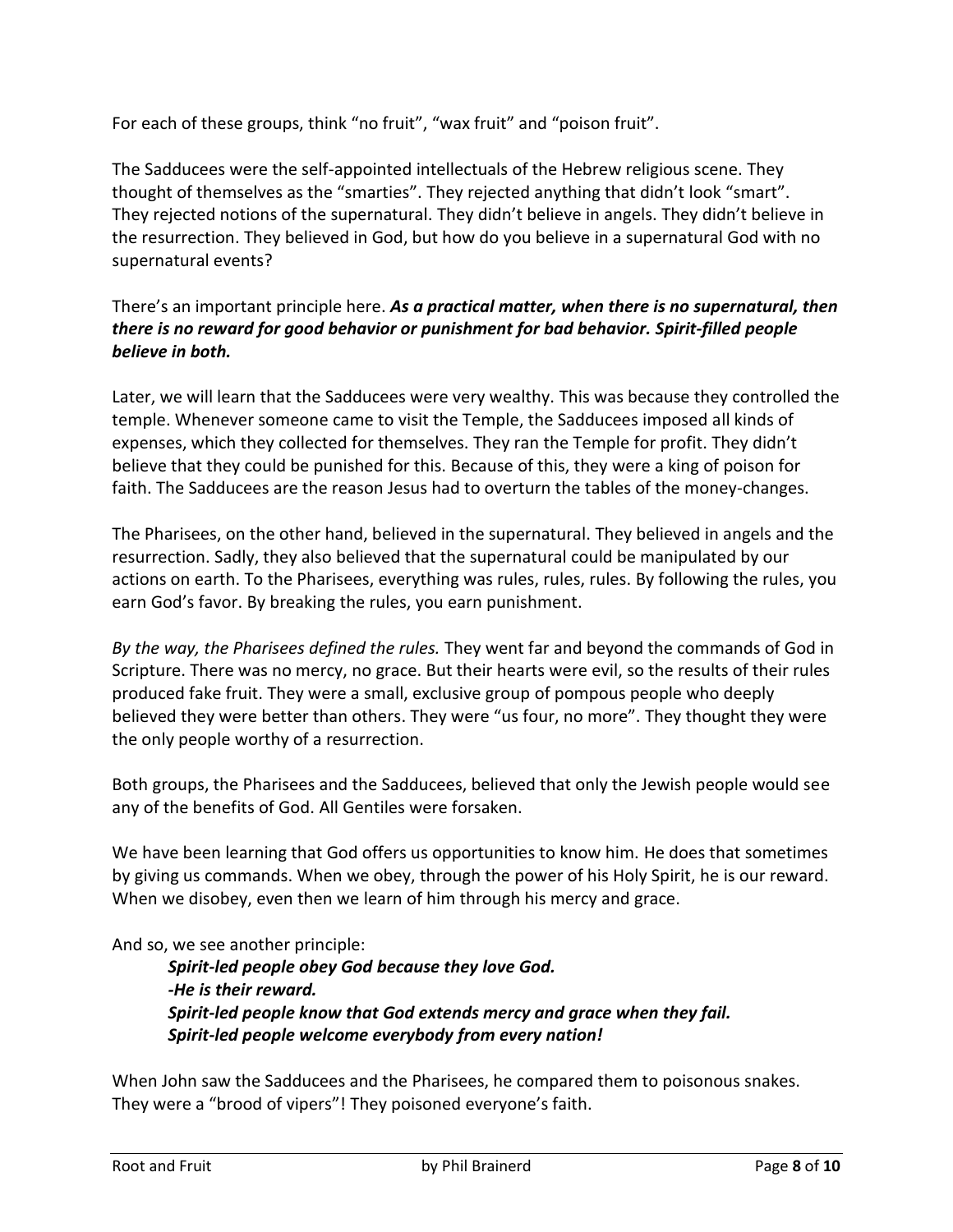For each of these groups, think "no fruit", "wax fruit" and "poison fruit".

The Sadducees were the self-appointed intellectuals of the Hebrew religious scene. They thought of themselves as the "smarties". They rejected anything that didn't look "smart". They rejected notions of the supernatural. They didn't believe in angels. They didn't believe in the resurrection. They believed in God, but how do you believe in a supernatural God with no supernatural events?

There's an important principle here. ***As a practical matter, when there is no supernatural, then there is no reward for good behavior or punishment for bad behavior. Spirit-filled people believe in both.***

Later, we will learn that the Sadducees were very wealthy. This was because they controlled the temple. Whenever someone came to visit the Temple, the Sadducees imposed all kinds of expenses, which they collected for themselves. They ran the Temple for profit. They didn't believe that they could be punished for this. Because of this, they were a king of poison for faith. The Sadducees are the reason Jesus had to overturn the tables of the money-changes.

The Pharisees, on the other hand, believed in the supernatural. They believed in angels and the resurrection. Sadly, they also believed that the supernatural could be manipulated by our actions on earth. To the Pharisees, everything was rules, rules, rules. By following the rules, you earn God's favor. By breaking the rules, you earn punishment.

*By the way, the Pharisees defined the rules.* They went far and beyond the commands of God in Scripture. There was no mercy, no grace. But their hearts were evil, so the results of their rules produced fake fruit. They were a small, exclusive group of pompous people who deeply believed they were better than others. They were "us four, no more". They thought they were the only people worthy of a resurrection.

Both groups, the Pharisees and the Sadducees, believed that only the Jewish people would see any of the benefits of God. All Gentiles were forsaken.

We have been learning that God offers us opportunities to know him. He does that sometimes by giving us commands. When we obey, through the power of his Holy Spirit, he is our reward. When we disobey, even then we learn of him through his mercy and grace.

And so, we see another principle:

> ***Spirit-led people obey God because they love God.***
> ***-He is their reward.***
> ***Spirit-led people know that God extends mercy and grace when they fail.***
> ***Spirit-led people welcome everybody from every nation!***

When John saw the Sadducees and the Pharisees, he compared them to poisonous snakes. They were a "brood of vipers"! They poisoned everyone's faith.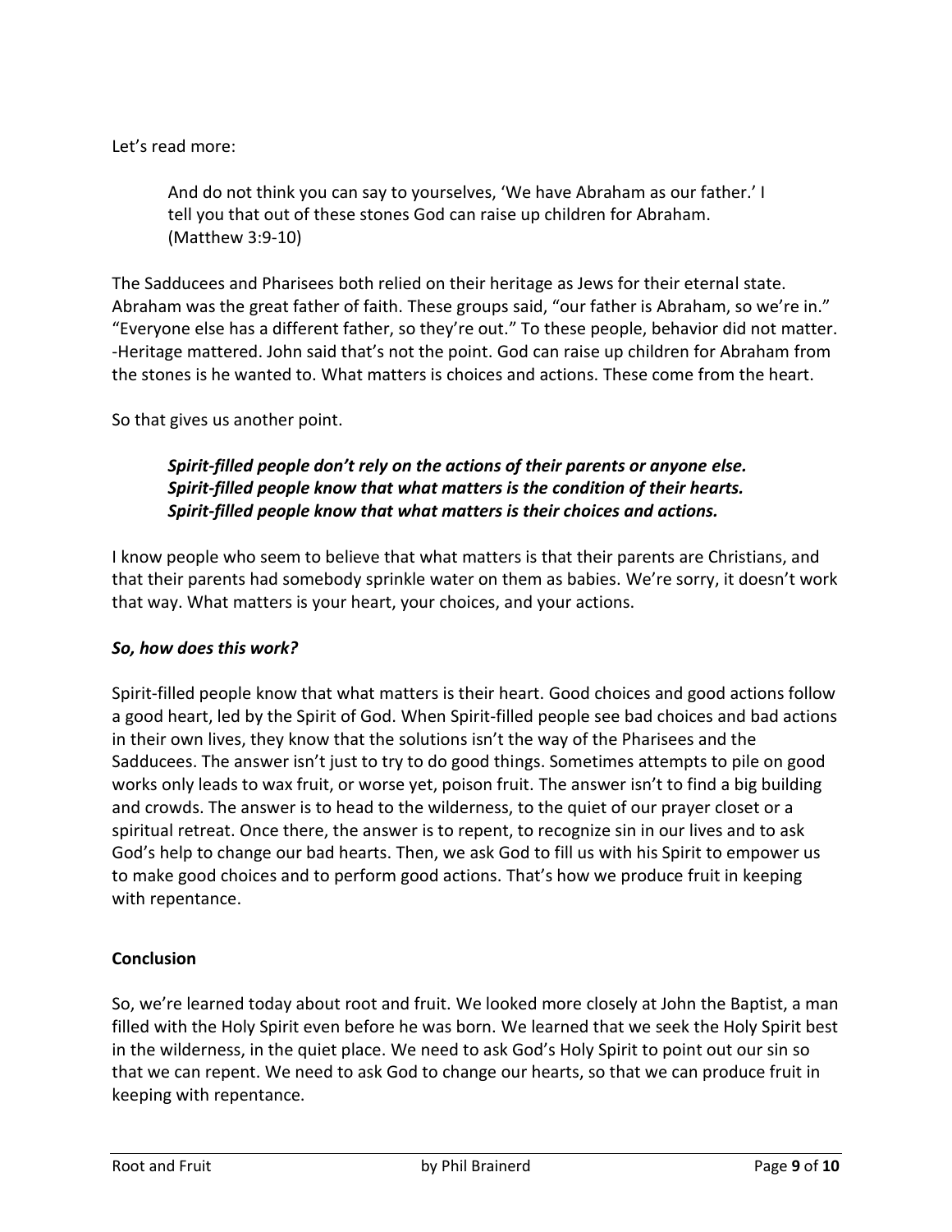Let's read more:

> And do not think you can say to yourselves, 'We have Abraham as our father.' I tell you that out of these stones God can raise up children for Abraham. (Matthew 3:9-10)

The Sadducees and Pharisees both relied on their heritage as Jews for their eternal state. Abraham was the great father of faith. These groups said, "our father is Abraham, so we're in." "Everyone else has a different father, so they're out." To these people, behavior did not matter. -Heritage mattered. John said that's not the point. God can raise up children for Abraham from the stones is he wanted to. What matters is choices and actions. These come from the heart.

So that gives us another point.

> ***Spirit-filled people don't rely on the actions of their parents or anyone else.***
> ***Spirit-filled people know that what matters is the condition of their hearts.***
> ***Spirit-filled people know that what matters is their choices and actions.***

I know people who seem to believe that what matters is that their parents are Christians, and that their parents had somebody sprinkle water on them as babies. We're sorry, it doesn't work that way. What matters is your heart, your choices, and your actions.

***So, how does this work?***

Spirit-filled people know that what matters is their heart. Good choices and good actions follow a good heart, led by the Spirit of God. When Spirit-filled people see bad choices and bad actions in their own lives, they know that the solutions isn't the way of the Pharisees and the Sadducees. The answer isn't just to try to do good things. Sometimes attempts to pile on good works only leads to wax fruit, or worse yet, poison fruit. The answer isn't to find a big building and crowds. The answer is to head to the wilderness, to the quiet of our prayer closet or a spiritual retreat. Once there, the answer is to repent, to recognize sin in our lives and to ask God's help to change our bad hearts. Then, we ask God to fill us with his Spirit to empower us to make good choices and to perform good actions. That's how we produce fruit in keeping with repentance.

**Conclusion**

So, we're learned today about root and fruit. We looked more closely at John the Baptist, a man filled with the Holy Spirit even before he was born. We learned that we seek the Holy Spirit best in the wilderness, in the quiet place. We need to ask God's Holy Spirit to point out our sin so that we can repent. We need to ask God to change our hearts, so that we can produce fruit in keeping with repentance.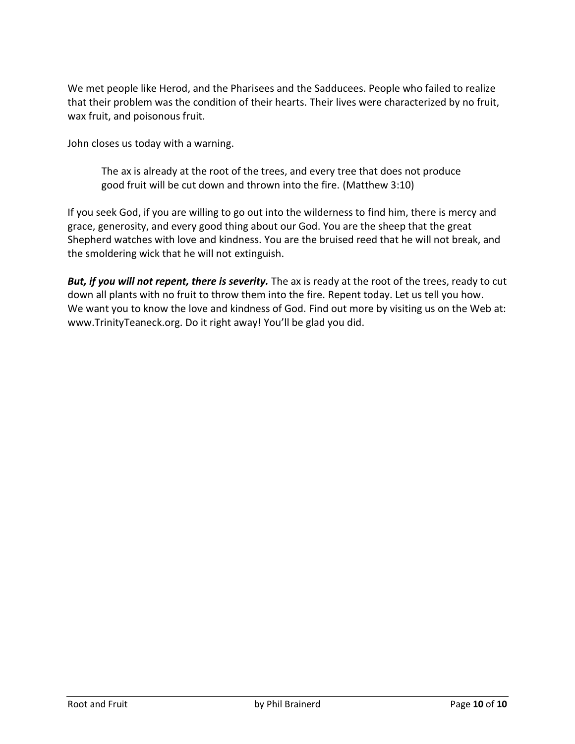We met people like Herod, and the Pharisees and the Sadducees. People who failed to realize that their problem was the condition of their hearts. Their lives were characterized by no fruit, wax fruit, and poisonous fruit.

John closes us today with a warning.

> The ax is already at the root of the trees, and every tree that does not produce good fruit will be cut down and thrown into the fire. (Matthew 3:10)

If you seek God, if you are willing to go out into the wilderness to find him, there is mercy and grace, generosity, and every good thing about our God. You are the sheep that the great Shepherd watches with love and kindness. You are the bruised reed that he will not break, and the smoldering wick that he will not extinguish.

***But, if you will not repent, there is severity.*** The ax is ready at the root of the trees, ready to cut down all plants with no fruit to throw them into the fire. Repent today. Let us tell you how. We want you to know the love and kindness of God. Find out more by visiting us on the Web at: www.TrinityTeaneck.org. Do it right away! You'll be glad you did.